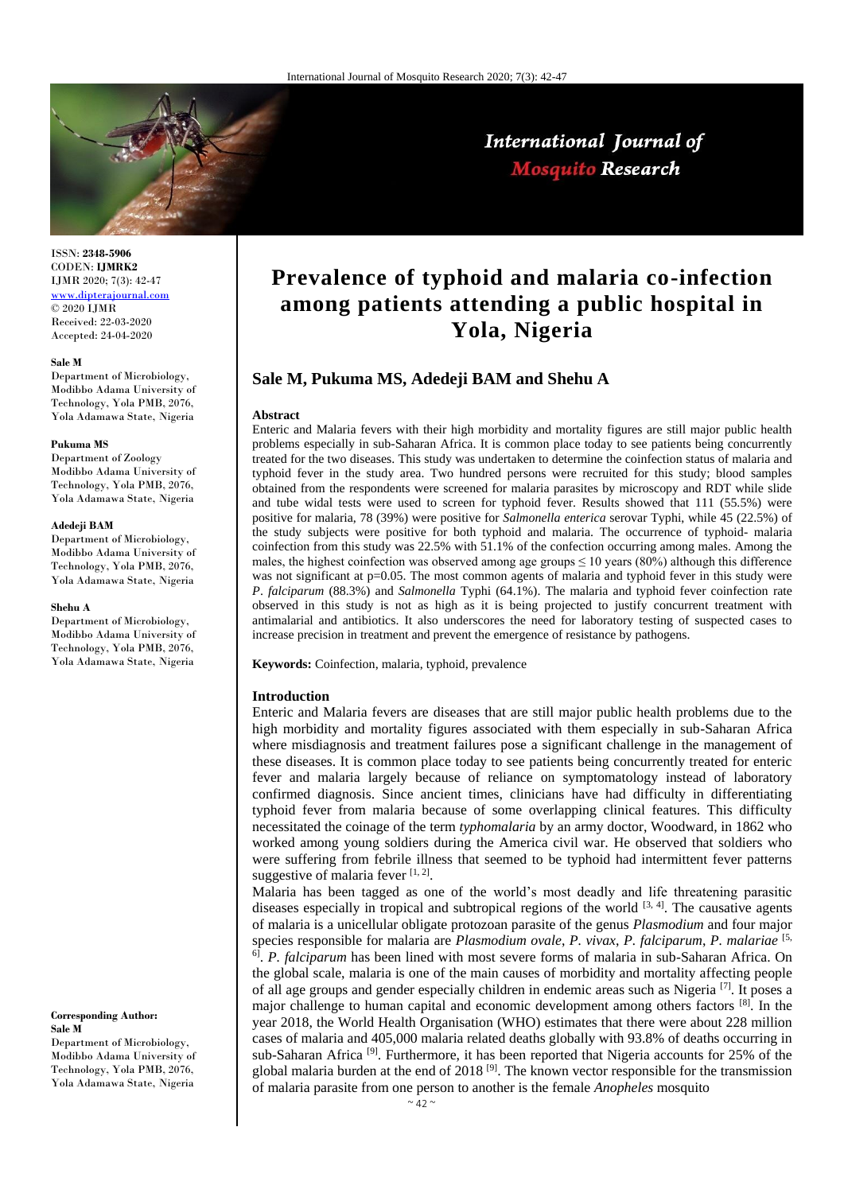ISSN: **2348-5906**
CODEN: **IJMRK2**
IJMR 2020; 7(3): 42-47
www.dipterajournal.com
© 2020 IJMR
Received: 22-03-2020
Accepted: 24-04-2020

**Sale M**
Department of Microbiology, Modibbo Adama University of Technology, Yola PMB, 2076, Yola Adamawa State, Nigeria

**Pukuma MS**
Department of Zoology Modibbo Adama University of Technology, Yola PMB, 2076, Yola Adamawa State, Nigeria

**Adedeji BAM**
Department of Microbiology, Modibbo Adama University of Technology, Yola PMB, 2076, Yola Adamawa State, Nigeria

**Shehu A**
Department of Microbiology, Modibbo Adama University of Technology, Yola PMB, 2076, Yola Adamawa State, Nigeria

**Corresponding Author:**
**Sale M**
Department of Microbiology, Modibbo Adama University of Technology, Yola PMB, 2076, Yola Adamawa State, Nigeria

# Prevalence of typhoid and malaria co-infection among patients attending a public hospital in Yola, Nigeria

## Sale M, Pukuma MS, Adedeji BAM and Shehu A

### Abstract

Enteric and Malaria fevers with their high morbidity and mortality figures are still major public health problems especially in sub-Saharan Africa. It is common place today to see patients being concurrently treated for the two diseases. This study was undertaken to determine the coinfection status of malaria and typhoid fever in the study area. Two hundred persons were recruited for this study; blood samples obtained from the respondents were screened for malaria parasites by microscopy and RDT while slide and tube widal tests were used to screen for typhoid fever. Results showed that 111 (55.5%) were positive for malaria, 78 (39%) were positive for *Salmonella enterica* serovar Typhi, while 45 (22.5%) of the study subjects were positive for both typhoid and malaria. The occurrence of typhoid- malaria coinfection from this study was 22.5% with 51.1% of the confection occurring among males. Among the males, the highest coinfection was observed among age groups ≤ 10 years (80%) although this difference was not significant at p=0.05. The most common agents of malaria and typhoid fever in this study were *P. falciparum* (88.3%) and *Salmonella* Typhi (64.1%). The malaria and typhoid fever coinfection rate observed in this study is not as high as it is being projected to justify concurrent treatment with antimalarial and antibiotics. It also underscores the need for laboratory testing of suspected cases to increase precision in treatment and prevent the emergence of resistance by pathogens.

**Keywords:** Coinfection, malaria, typhoid, prevalence

### Introduction

Enteric and Malaria fevers are diseases that are still major public health problems due to the high morbidity and mortality figures associated with them especially in sub-Saharan Africa where misdiagnosis and treatment failures pose a significant challenge in the management of these diseases. It is common place today to see patients being concurrently treated for enteric fever and malaria largely because of reliance on symptomatology instead of laboratory confirmed diagnosis. Since ancient times, clinicians have had difficulty in differentiating typhoid fever from malaria because of some overlapping clinical features. This difficulty necessitated the coinage of the term *typhomalaria* by an army doctor, Woodward, in 1862 who worked among young soldiers during the America civil war. He observed that soldiers who were suffering from febrile illness that seemed to be typhoid had intermittent fever patterns suggestive of malaria fever [1, 2].

Malaria has been tagged as one of the world's most deadly and life threatening parasitic diseases especially in tropical and subtropical regions of the world [3, 4]. The causative agents of malaria is a unicellular obligate protozoan parasite of the genus *Plasmodium* and four major species responsible for malaria are *Plasmodium ovale*, *P. vivax*, *P. falciparum*, *P. malariae* [5, 6]. *P. falciparum* has been lined with most severe forms of malaria in sub-Saharan Africa. On the global scale, malaria is one of the main causes of morbidity and mortality affecting people of all age groups and gender especially children in endemic areas such as Nigeria [7]. It poses a major challenge to human capital and economic development among others factors [8]. In the year 2018, the World Health Organisation (WHO) estimates that there were about 228 million cases of malaria and 405,000 malaria related deaths globally with 93.8% of deaths occurring in sub-Saharan Africa [9]. Furthermore, it has been reported that Nigeria accounts for 25% of the global malaria burden at the end of 2018 [9]. The known vector responsible for the transmission of malaria parasite from one person to another is the female *Anopheles* mosquito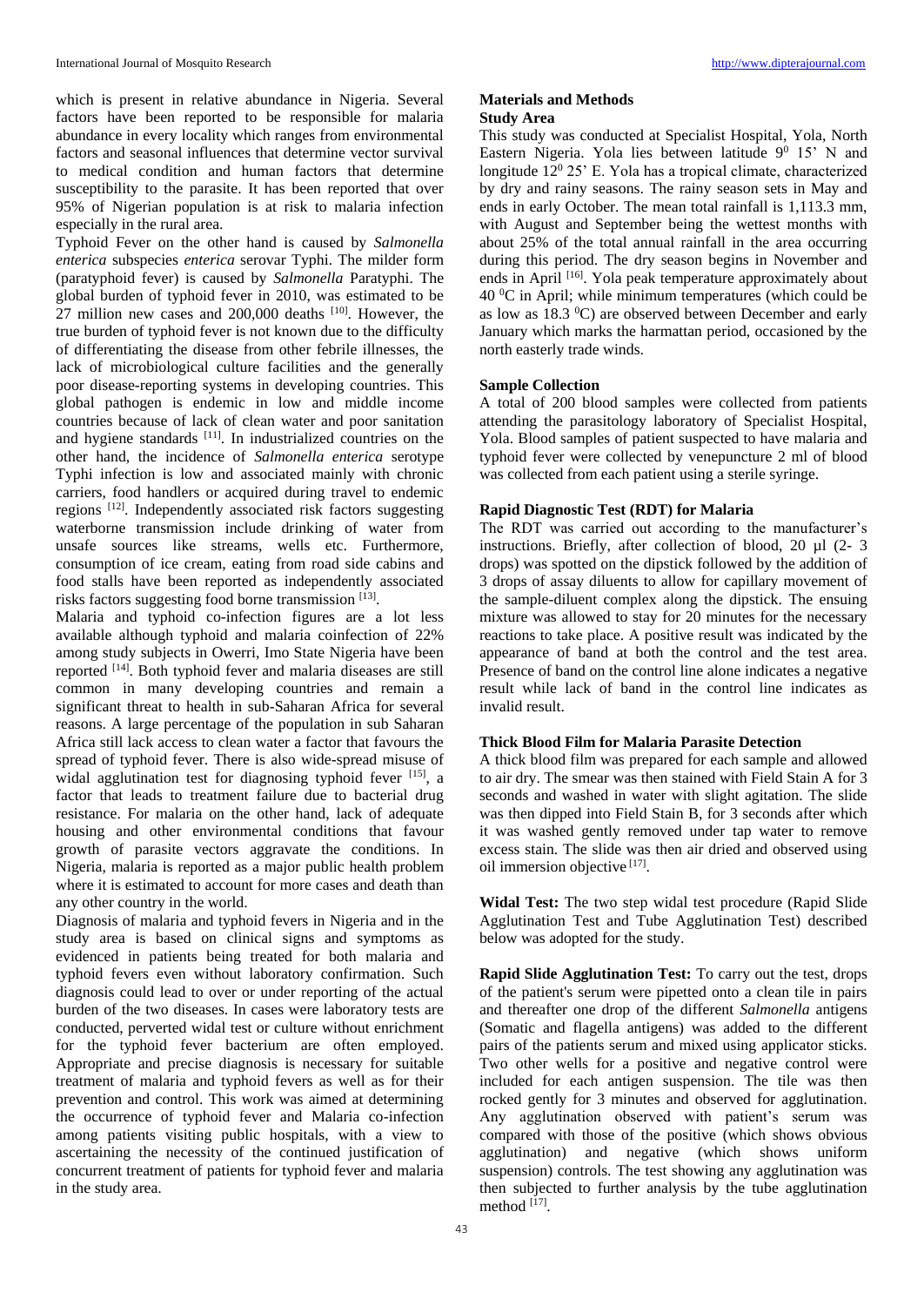which is present in relative abundance in Nigeria. Several factors have been reported to be responsible for malaria abundance in every locality which ranges from environmental factors and seasonal influences that determine vector survival to medical condition and human factors that determine susceptibility to the parasite. It has been reported that over 95% of Nigerian population is at risk to malaria infection especially in the rural area.

Typhoid Fever on the other hand is caused by *Salmonella enterica* subspecies *enterica* serovar Typhi. The milder form (paratyphoid fever) is caused by *Salmonella* Paratyphi. The global burden of typhoid fever in 2010, was estimated to be 27 million new cases and 200,000 deaths [10]. However, the true burden of typhoid fever is not known due to the difficulty of differentiating the disease from other febrile illnesses, the lack of microbiological culture facilities and the generally poor disease-reporting systems in developing countries. This global pathogen is endemic in low and middle income countries because of lack of clean water and poor sanitation and hygiene standards [11]. In industrialized countries on the other hand, the incidence of *Salmonella enterica* serotype Typhi infection is low and associated mainly with chronic carriers, food handlers or acquired during travel to endemic regions [12]. Independently associated risk factors suggesting waterborne transmission include drinking of water from unsafe sources like streams, wells etc. Furthermore, consumption of ice cream, eating from road side cabins and food stalls have been reported as independently associated risks factors suggesting food borne transmission [13].

Malaria and typhoid co-infection figures are a lot less available although typhoid and malaria coinfection of 22% among study subjects in Owerri, Imo State Nigeria have been reported [14]. Both typhoid fever and malaria diseases are still common in many developing countries and remain a significant threat to health in sub-Saharan Africa for several reasons. A large percentage of the population in sub Saharan Africa still lack access to clean water a factor that favours the spread of typhoid fever. There is also wide-spread misuse of widal agglutination test for diagnosing typhoid fever [15], a factor that leads to treatment failure due to bacterial drug resistance. For malaria on the other hand, lack of adequate housing and other environmental conditions that favour growth of parasite vectors aggravate the conditions. In Nigeria, malaria is reported as a major public health problem where it is estimated to account for more cases and death than any other country in the world.

Diagnosis of malaria and typhoid fevers in Nigeria and in the study area is based on clinical signs and symptoms as evidenced in patients being treated for both malaria and typhoid fevers even without laboratory confirmation. Such diagnosis could lead to over or under reporting of the actual burden of the two diseases. In cases were laboratory tests are conducted, perverted widal test or culture without enrichment for the typhoid fever bacterium are often employed. Appropriate and precise diagnosis is necessary for suitable treatment of malaria and typhoid fevers as well as for their prevention and control. This work was aimed at determining the occurrence of typhoid fever and Malaria co-infection among patients visiting public hospitals, with a view to ascertaining the necessity of the continued justification of concurrent treatment of patients for typhoid fever and malaria in the study area.

## Materials and Methods

### Study Area

This study was conducted at Specialist Hospital, Yola, North Eastern Nigeria. Yola lies between latitude $9^0$ 15' N and longitude $12^0$ 25' E. Yola has a tropical climate, characterized by dry and rainy seasons. The rainy season sets in May and ends in early October. The mean total rainfall is 1,113.3 mm, with August and September being the wettest months with about 25% of the total annual rainfall in the area occurring during this period. The dry season begins in November and ends in April [16]. Yola peak temperature approximately about 40 $^0$C in April; while minimum temperatures (which could be as low as 18.3 $^0$C) are observed between December and early January which marks the harmattan period, occasioned by the north easterly trade winds.

### Sample Collection

A total of 200 blood samples were collected from patients attending the parasitology laboratory of Specialist Hospital, Yola. Blood samples of patient suspected to have malaria and typhoid fever were collected by venepuncture 2 ml of blood was collected from each patient using a sterile syringe.

### Rapid Diagnostic Test (RDT) for Malaria

The RDT was carried out according to the manufacturer's instructions. Briefly, after collection of blood, 20 µl (2- 3 drops) was spotted on the dipstick followed by the addition of 3 drops of assay diluents to allow for capillary movement of the sample-diluent complex along the dipstick. The ensuing mixture was allowed to stay for 20 minutes for the necessary reactions to take place. A positive result was indicated by the appearance of band at both the control and the test area. Presence of band on the control line alone indicates a negative result while lack of band in the control line indicates as invalid result.

### Thick Blood Film for Malaria Parasite Detection

A thick blood film was prepared for each sample and allowed to air dry. The smear was then stained with Field Stain A for 3 seconds and washed in water with slight agitation. The slide was then dipped into Field Stain B, for 3 seconds after which it was washed gently removed under tap water to remove excess stain. The slide was then air dried and observed using oil immersion objective [17].

**Widal Test:** The two step widal test procedure (Rapid Slide Agglutination Test and Tube Agglutination Test) described below was adopted for the study.

**Rapid Slide Agglutination Test:** To carry out the test, drops of the patient's serum were pipetted onto a clean tile in pairs and thereafter one drop of the different *Salmonella* antigens (Somatic and flagella antigens) was added to the different pairs of the patients serum and mixed using applicator sticks. Two other wells for a positive and negative control were included for each antigen suspension. The tile was then rocked gently for 3 minutes and observed for agglutination. Any agglutination observed with patient's serum was compared with those of the positive (which shows obvious agglutination) and negative (which shows uniform suspension) controls. The test showing any agglutination was then subjected to further analysis by the tube agglutination method [17].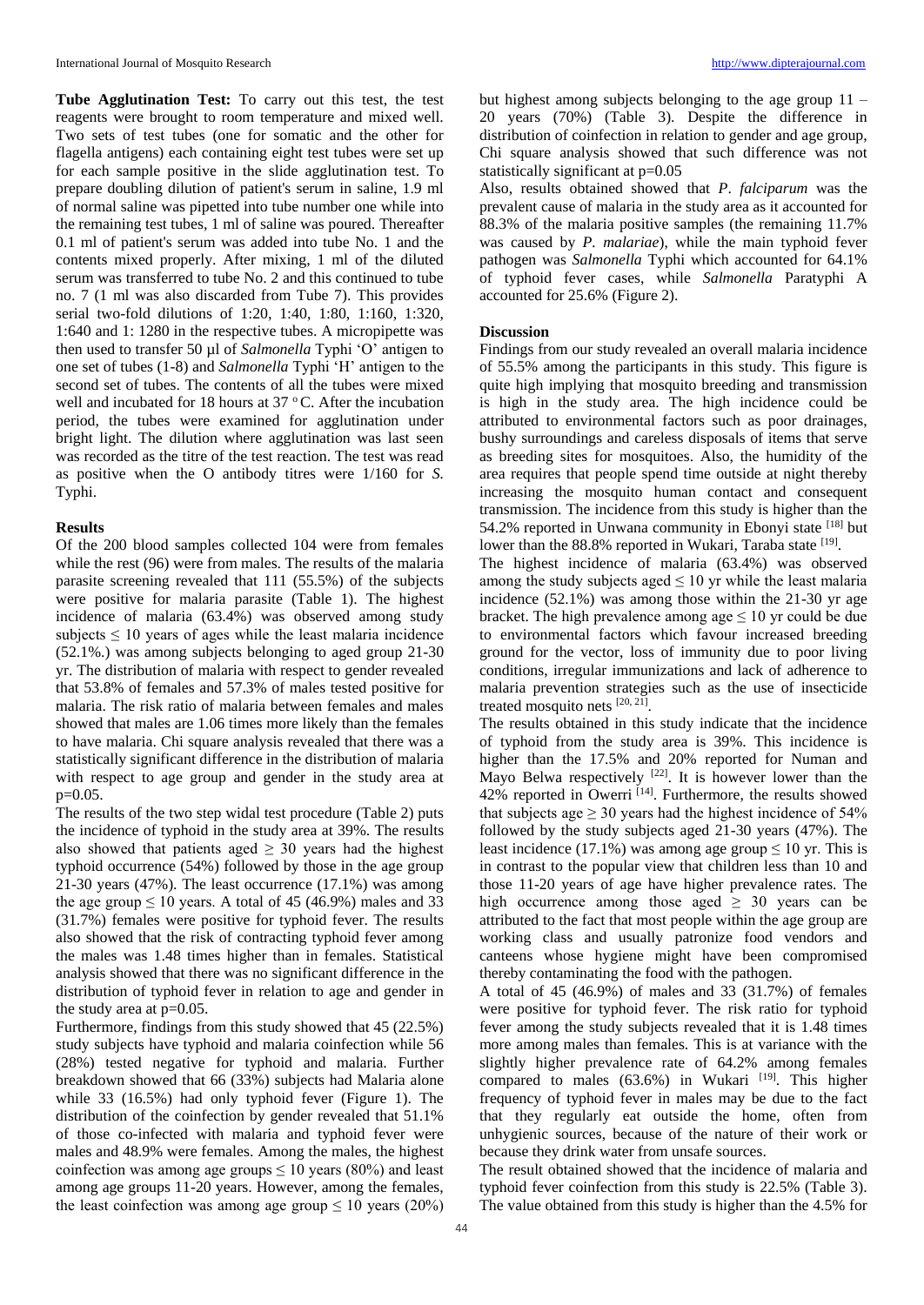**Tube Agglutination Test:** To carry out this test, the test reagents were brought to room temperature and mixed well. Two sets of test tubes (one for somatic and the other for flagella antigens) each containing eight test tubes were set up for each sample positive in the slide agglutination test. To prepare doubling dilution of patient's serum in saline, 1.9 ml of normal saline was pipetted into tube number one while into the remaining test tubes, 1 ml of saline was poured. Thereafter 0.1 ml of patient's serum was added into tube No. 1 and the contents mixed properly. After mixing, 1 ml of the diluted serum was transferred to tube No. 2 and this continued to tube no. 7 (1 ml was also discarded from Tube 7). This provides serial two-fold dilutions of 1:20, 1:40, 1:80, 1:160, 1:320, 1:640 and 1: 1280 in the respective tubes. A micropipette was then used to transfer 50 µl of *Salmonella* Typhi 'O' antigen to one set of tubes (1-8) and *Salmonella* Typhi 'H' antigen to the second set of tubes. The contents of all the tubes were mixed well and incubated for 18 hours at 37 °C. After the incubation period, the tubes were examined for agglutination under bright light. The dilution where agglutination was last seen was recorded as the titre of the test reaction. The test was read as positive when the O antibody titres were 1/160 for *S.* Typhi.

## Results

Of the 200 blood samples collected 104 were from females while the rest (96) were from males. The results of the malaria parasite screening revealed that 111 (55.5%) of the subjects were positive for malaria parasite (Table 1). The highest incidence of malaria (63.4%) was observed among study subjects ≤ 10 years of ages while the least malaria incidence (52.1%.) was among subjects belonging to aged group 21-30 yr. The distribution of malaria with respect to gender revealed that 53.8% of females and 57.3% of males tested positive for malaria. The risk ratio of malaria between females and males showed that males are 1.06 times more likely than the females to have malaria. Chi square analysis revealed that there was a statistically significant difference in the distribution of malaria with respect to age group and gender in the study area at p=0.05.

The results of the two step widal test procedure (Table 2) puts the incidence of typhoid in the study area at 39%. The results also showed that patients aged ≥ 30 years had the highest typhoid occurrence (54%) followed by those in the age group 21-30 years (47%). The least occurrence (17.1%) was among the age group ≤ 10 years. A total of 45 (46.9%) males and 33 (31.7%) females were positive for typhoid fever. The results also showed that the risk of contracting typhoid fever among the males was 1.48 times higher than in females. Statistical analysis showed that there was no significant difference in the distribution of typhoid fever in relation to age and gender in the study area at p=0.05.

Furthermore, findings from this study showed that 45 (22.5%) study subjects have typhoid and malaria coinfection while 56 (28%) tested negative for typhoid and malaria. Further breakdown showed that 66 (33%) subjects had Malaria alone while 33 (16.5%) had only typhoid fever (Figure 1). The distribution of the coinfection by gender revealed that 51.1% of those co-infected with malaria and typhoid fever were males and 48.9% were females. Among the males, the highest coinfection was among age groups ≤ 10 years (80%) and least among age groups 11-20 years. However, among the females, the least coinfection was among age group ≤ 10 years (20%) but highest among subjects belonging to the age group 11 – 20 years (70%) (Table 3). Despite the difference in distribution of coinfection in relation to gender and age group, Chi square analysis showed that such difference was not statistically significant at p=0.05

Also, results obtained showed that *P. falciparum* was the prevalent cause of malaria in the study area as it accounted for 88.3% of the malaria positive samples (the remaining 11.7% was caused by *P. malariae*), while the main typhoid fever pathogen was *Salmonella* Typhi which accounted for 64.1% of typhoid fever cases, while *Salmonella* Paratyphi A accounted for 25.6% (Figure 2).

## Discussion

Findings from our study revealed an overall malaria incidence of 55.5% among the participants in this study. This figure is quite high implying that mosquito breeding and transmission is high in the study area. The high incidence could be attributed to environmental factors such as poor drainages, bushy surroundings and careless disposals of items that serve as breeding sites for mosquitoes. Also, the humidity of the area requires that people spend time outside at night thereby increasing the mosquito human contact and consequent transmission. The incidence from this study is higher than the 54.2% reported in Unwana community in Ebonyi state [18] but lower than the 88.8% reported in Wukari, Taraba state [19].

The highest incidence of malaria (63.4%) was observed among the study subjects aged ≤ 10 yr while the least malaria incidence (52.1%) was among those within the 21-30 yr age bracket. The high prevalence among age ≤ 10 yr could be due to environmental factors which favour increased breeding ground for the vector, loss of immunity due to poor living conditions, irregular immunizations and lack of adherence to malaria prevention strategies such as the use of insecticide treated mosquito nets [20, 21].

The results obtained in this study indicate that the incidence of typhoid from the study area is 39%. This incidence is higher than the 17.5% and 20% reported for Numan and Mayo Belwa respectively [22]. It is however lower than the 42% reported in Owerri [14]. Furthermore, the results showed that subjects age ≥ 30 years had the highest incidence of 54% followed by the study subjects aged 21-30 years (47%). The least incidence (17.1%) was among age group ≤ 10 yr. This is in contrast to the popular view that children less than 10 and those 11-20 years of age have higher prevalence rates. The high occurrence among those aged ≥ 30 years can be attributed to the fact that most people within the age group are working class and usually patronize food vendors and canteens whose hygiene might have been compromised thereby contaminating the food with the pathogen.

A total of 45 (46.9%) of males and 33 (31.7%) of females were positive for typhoid fever. The risk ratio for typhoid fever among the study subjects revealed that it is 1.48 times more among males than females. This is at variance with the slightly higher prevalence rate of 64.2% among females compared to males (63.6%) in Wukari [19]. This higher frequency of typhoid fever in males may be due to the fact that they regularly eat outside the home, often from unhygienic sources, because of the nature of their work or because they drink water from unsafe sources.

The result obtained showed that the incidence of malaria and typhoid fever coinfection from this study is 22.5% (Table 3). The value obtained from this study is higher than the 4.5% for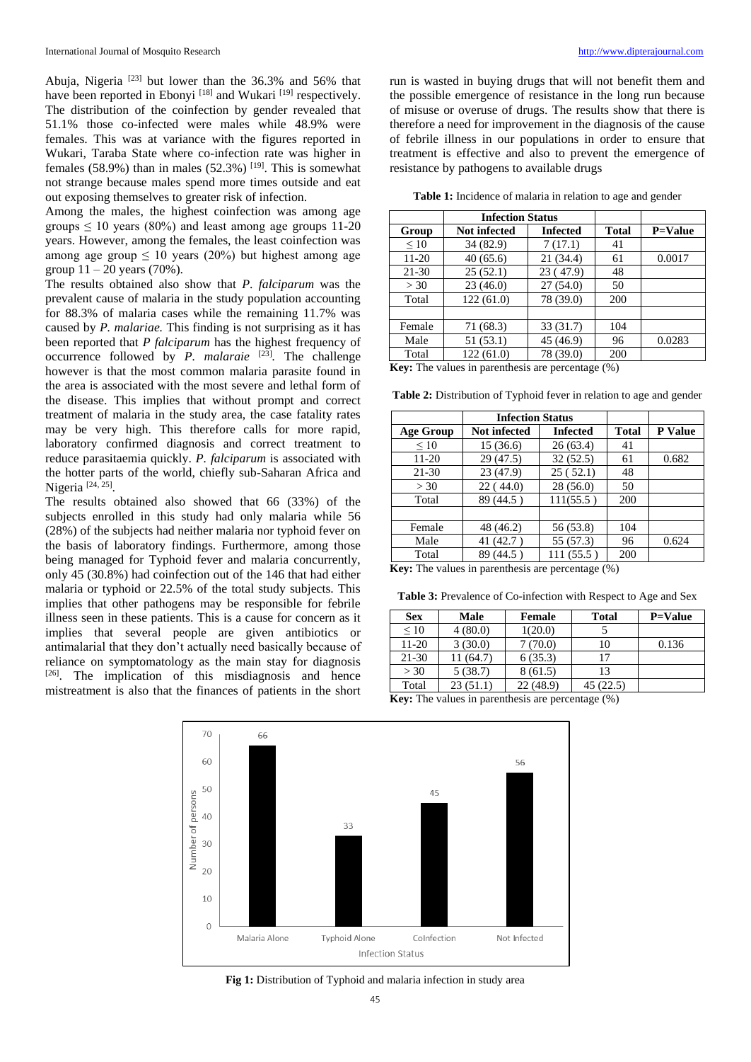Abuja, Nigeria [23] but lower than the 36.3% and 56% that have been reported in Ebonyi [18] and Wukari [19] respectively. The distribution of the coinfection by gender revealed that 51.1% those co-infected were males while 48.9% were females. This was at variance with the figures reported in Wukari, Taraba State where co-infection rate was higher in females (58.9%) than in males (52.3%) [19]. This is somewhat not strange because males spend more times outside and eat out exposing themselves to greater risk of infection.

Among the males, the highest coinfection was among age groups ≤ 10 years (80%) and least among age groups 11-20 years. However, among the females, the least coinfection was among age group ≤ 10 years (20%) but highest among age group 11 – 20 years (70%).

The results obtained also show that *P. falciparum* was the prevalent cause of malaria in the study population accounting for 88.3% of malaria cases while the remaining 11.7% was caused by *P. malariae.* This finding is not surprising as it has been reported that *P falciparum* has the highest frequency of occurrence followed by *P. malaraie* [23]. The challenge however is that the most common malaria parasite found in the area is associated with the most severe and lethal form of the disease. This implies that without prompt and correct treatment of malaria in the study area, the case fatality rates may be very high. This therefore calls for more rapid, laboratory confirmed diagnosis and correct treatment to reduce parasitaemia quickly. *P. falciparum* is associated with the hotter parts of the world, chiefly sub-Saharan Africa and Nigeria [24, 25].

The results obtained also showed that 66 (33%) of the subjects enrolled in this study had only malaria while 56 (28%) of the subjects had neither malaria nor typhoid fever on the basis of laboratory findings. Furthermore, among those being managed for Typhoid fever and malaria concurrently, only 45 (30.8%) had coinfection out of the 146 that had either malaria or typhoid or 22.5% of the total study subjects. This implies that other pathogens may be responsible for febrile illness seen in these patients. This is a cause for concern as it implies that several people are given antibiotics or antimalarial that they don't actually need basically because of reliance on symptomatology as the main stay for diagnosis [26]. The implication of this misdiagnosis and hence mistreatment is also that the finances of patients in the short run is wasted in buying drugs that will not benefit them and the possible emergence of resistance in the long run because of misuse or overuse of drugs. The results show that there is therefore a need for improvement in the diagnosis of the cause of febrile illness in our populations in order to ensure that treatment is effective and also to prevent the emergence of resistance by pathogens to available drugs

**Table 1:** Incidence of malaria in relation to age and gender

| | Infection Status | | | |
|---|---|---|---|---|
| **Group** | **Not infected** | **Infected** | **Total** | **P=Value** |
| ≤ 10 | 34 (82.9) | 7 (17.1) | 41 | |
| 11-20 | 40 (65.6) | 21 (34.4) | 61 | 0.0017 |
| 21-30 | 25 (52.1) | 23 ( 47.9) | 48 | |
| > 30 | 23 (46.0) | 27 (54.0) | 50 | |
| Total | 122 (61.0) | 78 (39.0) | 200 | |
| | | | | |
| Female | 71 (68.3) | 33 (31.7) | 104 | |
| Male | 51 (53.1) | 45 (46.9) | 96 | 0.0283 |
| Total | 122 (61.0) | 78 (39.0) | 200 | |

**Key:** The values in parenthesis are percentage (%)

**Table 2:** Distribution of Typhoid fever in relation to age and gender

| | Infection Status | | | |
|---|---|---|---|---|
| **Age Group** | **Not infected** | **Infected** | **Total** | **P Value** |
| ≤ 10 | 15 (36.6) | 26 (63.4) | 41 | |
| 11-20 | 29 (47.5) | 32 (52.5) | 61 | 0.682 |
| 21-30 | 23 (47.9) | 25 ( 52.1) | 48 | |
| > 30 | 22 ( 44.0) | 28 (56.0) | 50 | |
| Total | 89 (44.5 ) | 111(55.5 ) | 200 | |
| | | | | |
| Female | 48 (46.2) | 56 (53.8) | 104 | |
| Male | 41 (42.7 ) | 55 (57.3) | 96 | 0.624 |
| Total | 89 (44.5 ) | 111 (55.5 ) | 200 | |

**Key:** The values in parenthesis are percentage (%)

**Table 3:** Prevalence of Co-infection with Respect to Age and Sex

| **Sex** | **Male** | **Female** | **Total** | **P=Value** |
|---|---|---|---|---|
| ≤ 10 | 4 (80.0) | 1(20.0) | 5 | |
| 11-20 | 3 (30.0) | 7 (70.0) | 10 | 0.136 |
| 21-30 | 11 (64.7) | 6 (35.3) | 17 | |
| > 30 | 5 (38.7) | 8 (61.5) | 13 | |
| Total | 23 (51.1) | 22 (48.9) | 45 (22.5) | |

**Key:** The values in parenthesis are percentage (%)

**Fig 1:** Distribution of Typhoid and malaria infection in study area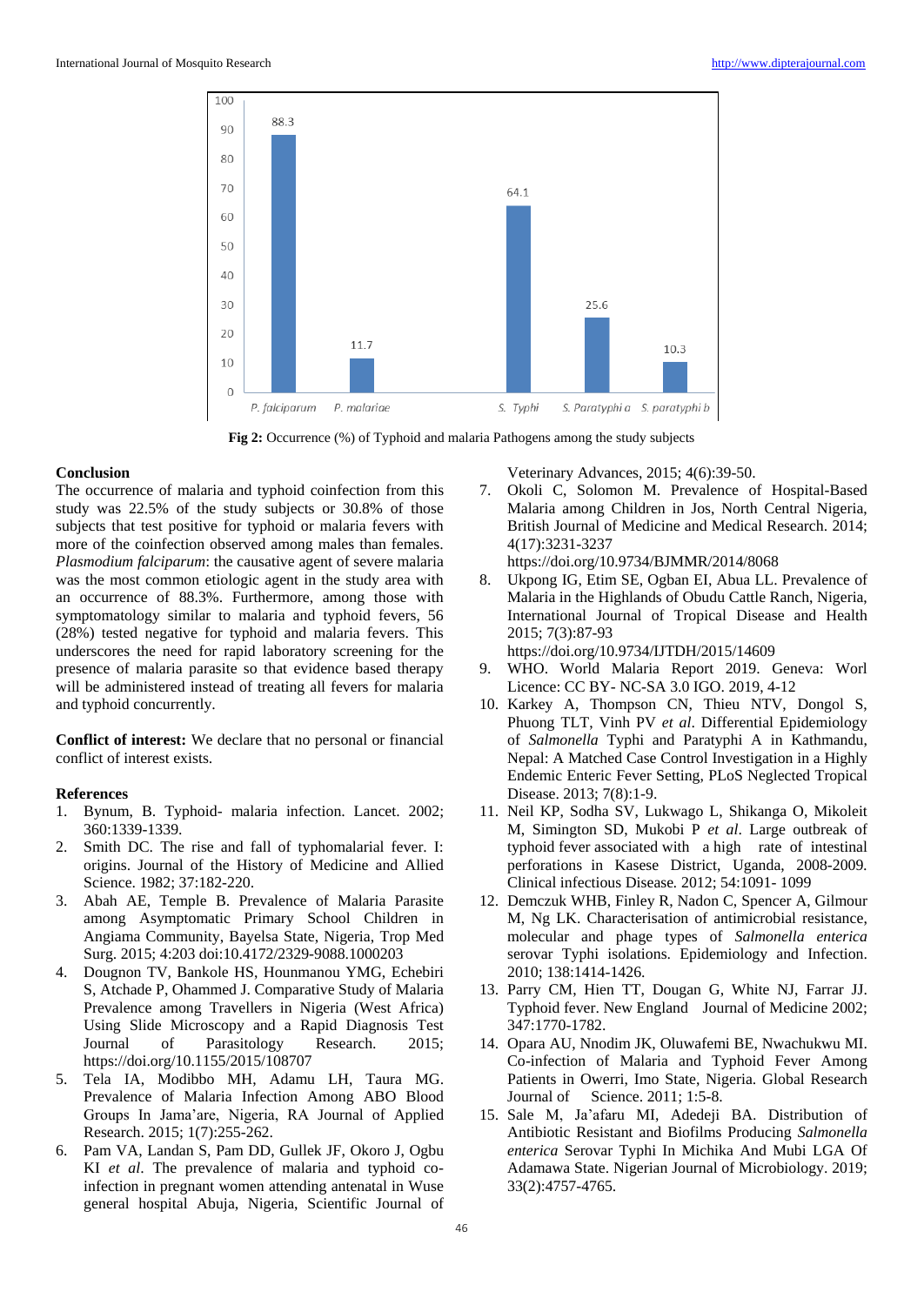Fig 2: Occurrence (%) of Typhoid and malaria Pathogens among the study subjects

## Conclusion

The occurrence of malaria and typhoid coinfection from this study was 22.5% of the study subjects or 30.8% of those subjects that test positive for typhoid or malaria fevers with more of the coinfection observed among males than females. *Plasmodium falciparum*: the causative agent of severe malaria was the most common etiologic agent in the study area with an occurrence of 88.3%. Furthermore, among those with symptomatology similar to malaria and typhoid fevers, 56 (28%) tested negative for typhoid and malaria fevers. This underscores the need for rapid laboratory screening for the presence of malaria parasite so that evidence based therapy will be administered instead of treating all fevers for malaria and typhoid concurrently.

**Conflict of interest:** We declare that no personal or financial conflict of interest exists.

## References

1. Bynum, B. Typhoid- malaria infection. Lancet. 2002; 360:1339-1339.
2. Smith DC. The rise and fall of typhomalarial fever. I: origins. Journal of the History of Medicine and Allied Science. 1982; 37:182-220.
3. Abah AE, Temple B. Prevalence of Malaria Parasite among Asymptomatic Primary School Children in Angiama Community, Bayelsa State, Nigeria, Trop Med Surg. 2015; 4:203 doi:10.4172/2329-9088.1000203
4. Dougnon TV, Bankole HS, Hounmanou YMG, Echebiri S, Atchade P, Ohammed J. Comparative Study of Malaria Prevalence among Travellers in Nigeria (West Africa) Using Slide Microscopy and a Rapid Diagnosis Test Journal of Parasitology Research. 2015; https://doi.org/10.1155/2015/108707
5. Tela IA, Modibbo MH, Adamu LH, Taura MG. Prevalence of Malaria Infection Among ABO Blood Groups In Jama'are, Nigeria, RA Journal of Applied Research. 2015; 1(7):255-262.
6. Pam VA, Landan S, Pam DD, Gullek JF, Okoro J, Ogbu KI *et al*. The prevalence of malaria and typhoid co-infection in pregnant women attending antenatal in Wuse general hospital Abuja, Nigeria, Scientific Journal of Veterinary Advances, 2015; 4(6):39-50.
7. Okoli C, Solomon M. Prevalence of Hospital-Based Malaria among Children in Jos, North Central Nigeria, British Journal of Medicine and Medical Research. 2014; 4(17):3231-3237 https://doi.org/10.9734/BJMMR/2014/8068
8. Ukpong IG, Etim SE, Ogban EI, Abua LL. Prevalence of Malaria in the Highlands of Obudu Cattle Ranch, Nigeria, International Journal of Tropical Disease and Health 2015; 7(3):87-93 https://doi.org/10.9734/IJTDH/2015/14609
9. WHO. World Malaria Report 2019. Geneva: Worl Licence: CC BY- NC-SA 3.0 IGO. 2019, 4-12
10. Karkey A, Thompson CN, Thieu NTV, Dongol S, Phuong TLT, Vinh PV *et al*. Differential Epidemiology of *Salmonella* Typhi and Paratyphi A in Kathmandu, Nepal: A Matched Case Control Investigation in a Highly Endemic Enteric Fever Setting, PLoS Neglected Tropical Disease. 2013; 7(8):1-9.
11. Neil KP, Sodha SV, Lukwago L, Shikanga O, Mikoleit M, Simington SD, Mukobi P *et al*. Large outbreak of typhoid fever associated with a high rate of intestinal perforations in Kasese District, Uganda, 2008-2009. Clinical infectious Disease. 2012; 54:1091- 1099
12. Demczuk WHB, Finley R, Nadon C, Spencer A, Gilmour M, Ng LK. Characterisation of antimicrobial resistance, molecular and phage types of *Salmonella enterica* serovar Typhi isolations. Epidemiology and Infection. 2010; 138:1414-1426.
13. Parry CM, Hien TT, Dougan G, White NJ, Farrar JJ. Typhoid fever. New England Journal of Medicine 2002; 347:1770-1782.
14. Opara AU, Nnodim JK, Oluwafemi BE, Nwachukwu MI. Co-infection of Malaria and Typhoid Fever Among Patients in Owerri, Imo State, Nigeria. Global Research Journal of Science. 2011; 1:5-8.
15. Sale M, Ja'afaru MI, Adedeji BA. Distribution of Antibiotic Resistant and Biofilms Producing *Salmonella enterica* Serovar Typhi In Michika And Mubi LGA Of Adamawa State. Nigerian Journal of Microbiology. 2019; 33(2):4757-4765.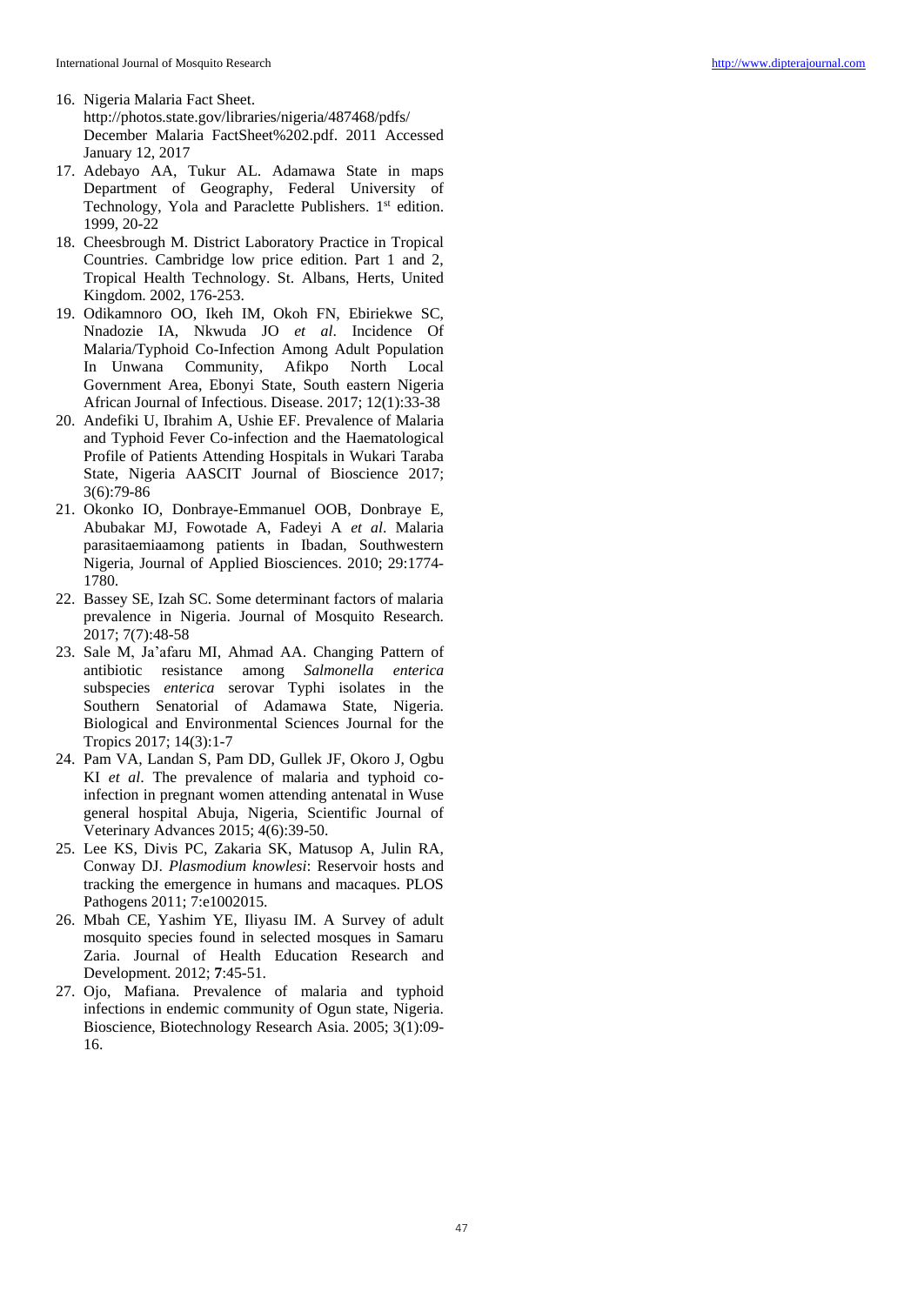16. Nigeria Malaria Fact Sheet. http://photos.state.gov/libraries/nigeria/487468/pdfs/ December Malaria FactSheet%202.pdf. 2011 Accessed January 12, 2017
17. Adebayo AA, Tukur AL. Adamawa State in maps Department of Geography, Federal University of Technology, Yola and Paraclette Publishers. 1st edition. 1999, 20-22
18. Cheesbrough M. District Laboratory Practice in Tropical Countries. Cambridge low price edition. Part 1 and 2, Tropical Health Technology. St. Albans, Herts, United Kingdom. 2002, 176-253.
19. Odikamnoro OO, Ikeh IM, Okoh FN, Ebiriekwe SC, Nnadozie IA, Nkwuda JO *et al*. Incidence Of Malaria/Typhoid Co-Infection Among Adult Population In Unwana Community, Afikpo North Local Government Area, Ebonyi State, South eastern Nigeria African Journal of Infectious. Disease. 2017; 12(1):33-38
20. Andefiki U, Ibrahim A, Ushie EF. Prevalence of Malaria and Typhoid Fever Co-infection and the Haematological Profile of Patients Attending Hospitals in Wukari Taraba State, Nigeria AASCIT Journal of Bioscience 2017; 3(6):79-86
21. Okonko IO, Donbraye-Emmanuel OOB, Donbraye E, Abubakar MJ, Fowotade A, Fadeyi A *et al*. Malaria parasitaemiaamong patients in Ibadan, Southwestern Nigeria, Journal of Applied Biosciences. 2010; 29:1774-1780.
22. Bassey SE, Izah SC. Some determinant factors of malaria prevalence in Nigeria. Journal of Mosquito Research. 2017; 7(7):48-58
23. Sale M, Ja'afaru MI, Ahmad AA. Changing Pattern of antibiotic resistance among *Salmonella enterica* subspecies *enterica* serovar Typhi isolates in the Southern Senatorial of Adamawa State, Nigeria. Biological and Environmental Sciences Journal for the Tropics 2017; 14(3):1-7
24. Pam VA, Landan S, Pam DD, Gullek JF, Okoro J, Ogbu KI *et al*. The prevalence of malaria and typhoid co-infection in pregnant women attending antenatal in Wuse general hospital Abuja, Nigeria, Scientific Journal of Veterinary Advances 2015; 4(6):39-50.
25. Lee KS, Divis PC, Zakaria SK, Matusop A, Julin RA, Conway DJ. *Plasmodium knowlesi*: Reservoir hosts and tracking the emergence in humans and macaques. PLOS Pathogens 2011; 7:e1002015.
26. Mbah CE, Yashim YE, Iliyasu IM. A Survey of adult mosquito species found in selected mosques in Samaru Zaria. Journal of Health Education Research and Development. 2012; **7**:45-51.
27. Ojo, Mafiana. Prevalence of malaria and typhoid infections in endemic community of Ogun state, Nigeria. Bioscience, Biotechnology Research Asia. 2005; 3(1):09-16.